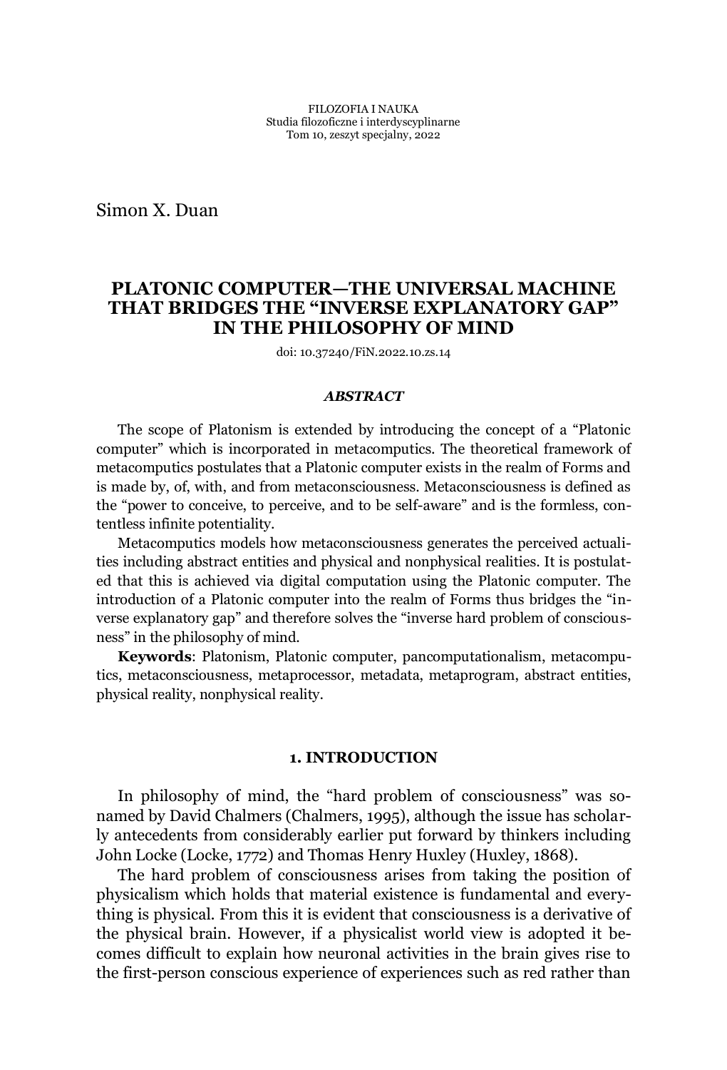FILOZOFIA I NAUKA
Studia filozoficzne i interdyscyplinarne
Tom 10, zeszyt specjalny, 2022

Simon X. Duan

# PLATONIC COMPUTER—THE UNIVERSAL MACHINE THAT BRIDGES THE "INVERSE EXPLANATORY GAP" IN THE PHILOSOPHY OF MIND

doi: 10.37240/FiN.2022.10.zs.14

### *ABSTRACT*

The scope of Platonism is extended by introducing the concept of a "Platonic computer" which is incorporated in metacomputics. The theoretical framework of metacomputics postulates that a Platonic computer exists in the realm of Forms and is made by, of, with, and from metaconsciousness. Metaconsciousness is defined as the "power to conceive, to perceive, and to be self-aware" and is the formless, contentless infinite potentiality.

Metacomputics models how metaconsciousness generates the perceived actualities including abstract entities and physical and nonphysical realities. It is postulated that this is achieved via digital computation using the Platonic computer. The introduction of a Platonic computer into the realm of Forms thus bridges the "inverse explanatory gap" and therefore solves the "inverse hard problem of consciousness" in the philosophy of mind.

**Keywords**: Platonism, Platonic computer, pancomputationalism, metacomputics, metaconsciousness, metaprocessor, metadata, metaprogram, abstract entities, physical reality, nonphysical reality.

## 1. INTRODUCTION

In philosophy of mind, the "hard problem of consciousness" was so-named by David Chalmers (Chalmers, 1995), although the issue has scholarly antecedents from considerably earlier put forward by thinkers including John Locke (Locke, 1772) and Thomas Henry Huxley (Huxley, 1868).

The hard problem of consciousness arises from taking the position of physicalism which holds that material existence is fundamental and everything is physical. From this it is evident that consciousness is a derivative of the physical brain. However, if a physicalist world view is adopted it becomes difficult to explain how neuronal activities in the brain gives rise to the first-person conscious experience of experiences such as red rather than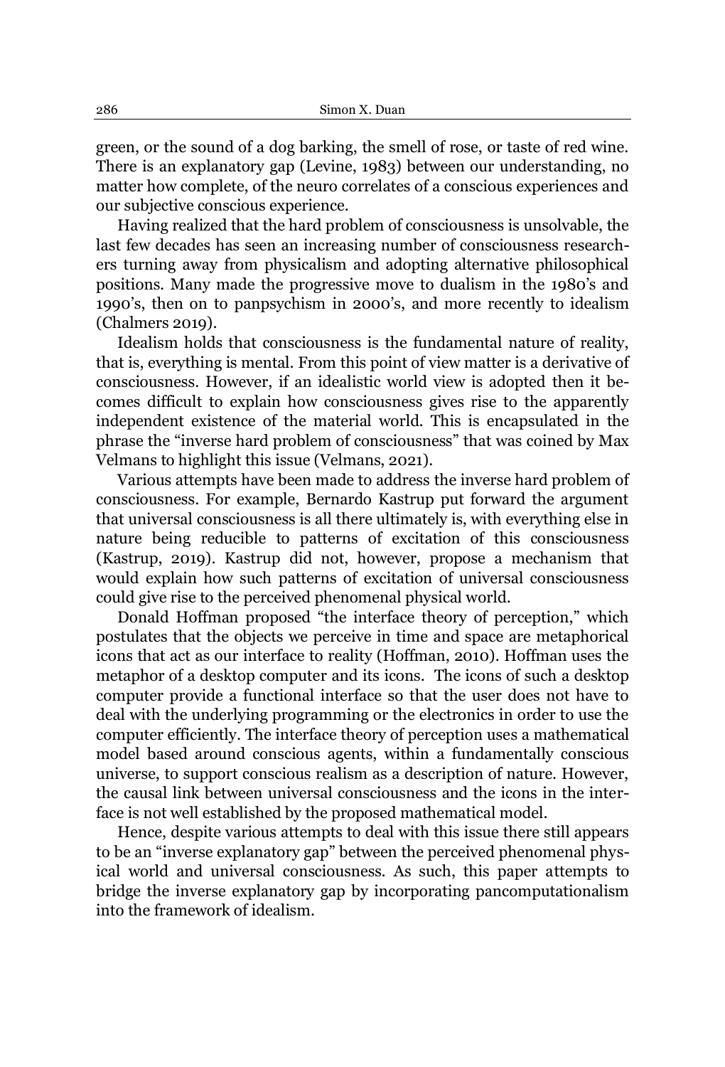green, or the sound of a dog barking, the smell of rose, or taste of red wine. There is an explanatory gap (Levine, 1983) between our understanding, no matter how complete, of the neuro correlates of a conscious experiences and our subjective conscious experience.

Having realized that the hard problem of consciousness is unsolvable, the last few decades has seen an increasing number of consciousness researchers turning away from physicalism and adopting alternative philosophical positions. Many made the progressive move to dualism in the 1980's and 1990's, then on to panpsychism in 2000's, and more recently to idealism (Chalmers 2019).

Idealism holds that consciousness is the fundamental nature of reality, that is, everything is mental. From this point of view matter is a derivative of consciousness. However, if an idealistic world view is adopted then it becomes difficult to explain how consciousness gives rise to the apparently independent existence of the material world. This is encapsulated in the phrase the "inverse hard problem of consciousness" that was coined by Max Velmans to highlight this issue (Velmans, 2021).

Various attempts have been made to address the inverse hard problem of consciousness. For example, Bernardo Kastrup put forward the argument that universal consciousness is all there ultimately is, with everything else in nature being reducible to patterns of excitation of this consciousness (Kastrup, 2019). Kastrup did not, however, propose a mechanism that would explain how such patterns of excitation of universal consciousness could give rise to the perceived phenomenal physical world.

Donald Hoffman proposed "the interface theory of perception," which postulates that the objects we perceive in time and space are metaphorical icons that act as our interface to reality (Hoffman, 2010). Hoffman uses the metaphor of a desktop computer and its icons. The icons of such a desktop computer provide a functional interface so that the user does not have to deal with the underlying programming or the electronics in order to use the computer efficiently. The interface theory of perception uses a mathematical model based around conscious agents, within a fundamentally conscious universe, to support conscious realism as a description of nature. However, the causal link between universal consciousness and the icons in the interface is not well established by the proposed mathematical model.

Hence, despite various attempts to deal with this issue there still appears to be an "inverse explanatory gap" between the perceived phenomenal physical world and universal consciousness. As such, this paper attempts to bridge the inverse explanatory gap by incorporating pancomputationalism into the framework of idealism.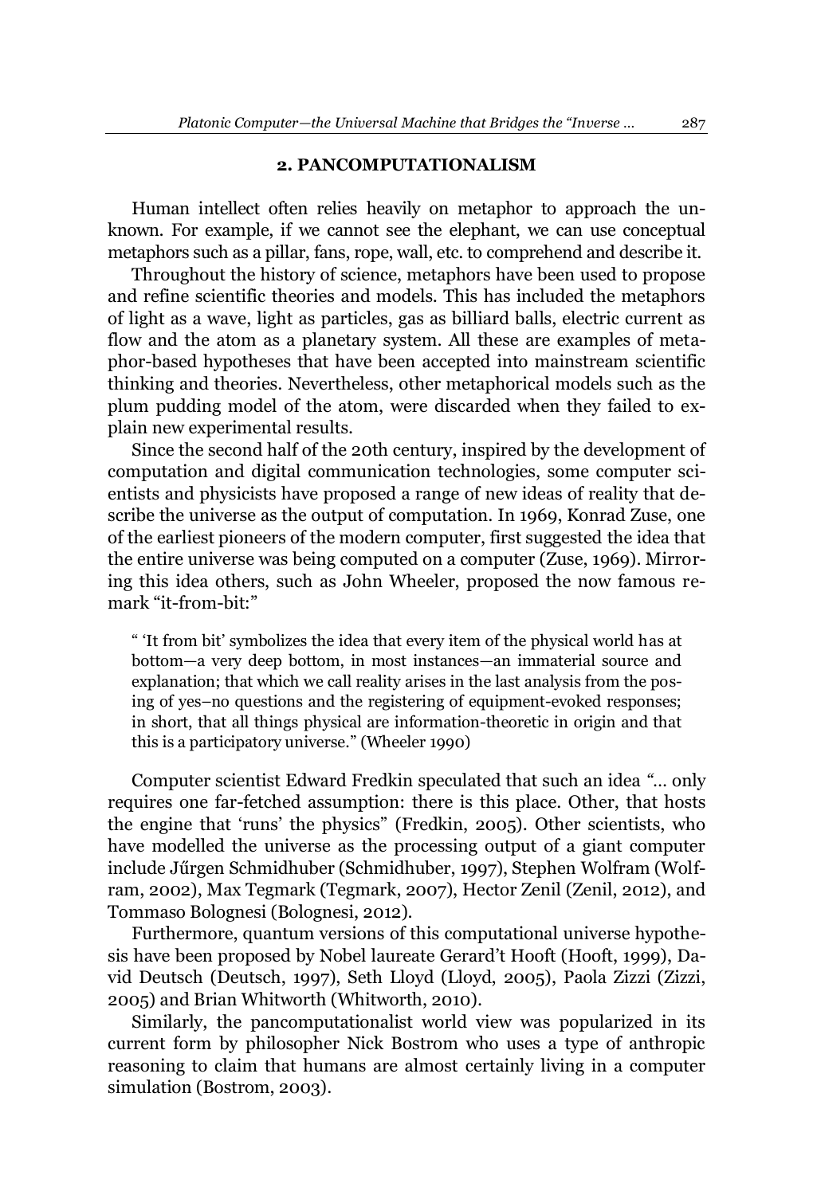## 2. PANCOMPUTATIONALISM

Human intellect often relies heavily on metaphor to approach the unknown. For example, if we cannot see the elephant, we can use conceptual metaphors such as a pillar, fans, rope, wall, etc. to comprehend and describe it.

Throughout the history of science, metaphors have been used to propose and refine scientific theories and models. This has included the metaphors of light as a wave, light as particles, gas as billiard balls, electric current as flow and the atom as a planetary system. All these are examples of metaphor-based hypotheses that have been accepted into mainstream scientific thinking and theories. Nevertheless, other metaphorical models such as the plum pudding model of the atom, were discarded when they failed to explain new experimental results.

Since the second half of the 20th century, inspired by the development of computation and digital communication technologies, some computer scientists and physicists have proposed a range of new ideas of reality that describe the universe as the output of computation. In 1969, Konrad Zuse, one of the earliest pioneers of the modern computer, first suggested the idea that the entire universe was being computed on a computer (Zuse, 1969). Mirroring this idea others, such as John Wheeler, proposed the now famous remark "it-from-bit:"

> " 'It from bit' symbolizes the idea that every item of the physical world has at bottom—a very deep bottom, in most instances—an immaterial source and explanation; that which we call reality arises in the last analysis from the posing of yes–no questions and the registering of equipment-evoked responses; in short, that all things physical are information-theoretic in origin and that this is a participatory universe." (Wheeler 1990)

Computer scientist Edward Fredkin speculated that such an idea "... only requires one far-fetched assumption: there is this place. Other, that hosts the engine that 'runs' the physics" (Fredkin, 2005). Other scientists, who have modelled the universe as the processing output of a giant computer include Jűrgen Schmidhuber (Schmidhuber, 1997), Stephen Wolfram (Wolfram, 2002), Max Tegmark (Tegmark, 2007), Hector Zenil (Zenil, 2012), and Tommaso Bolognesi (Bolognesi, 2012).

Furthermore, quantum versions of this computational universe hypothesis have been proposed by Nobel laureate Gerard't Hooft (Hooft, 1999), David Deutsch (Deutsch, 1997), Seth Lloyd (Lloyd, 2005), Paola Zizzi (Zizzi, 2005) and Brian Whitworth (Whitworth, 2010).

Similarly, the pancomputationalist world view was popularized in its current form by philosopher Nick Bostrom who uses a type of anthropic reasoning to claim that humans are almost certainly living in a computer simulation (Bostrom, 2003).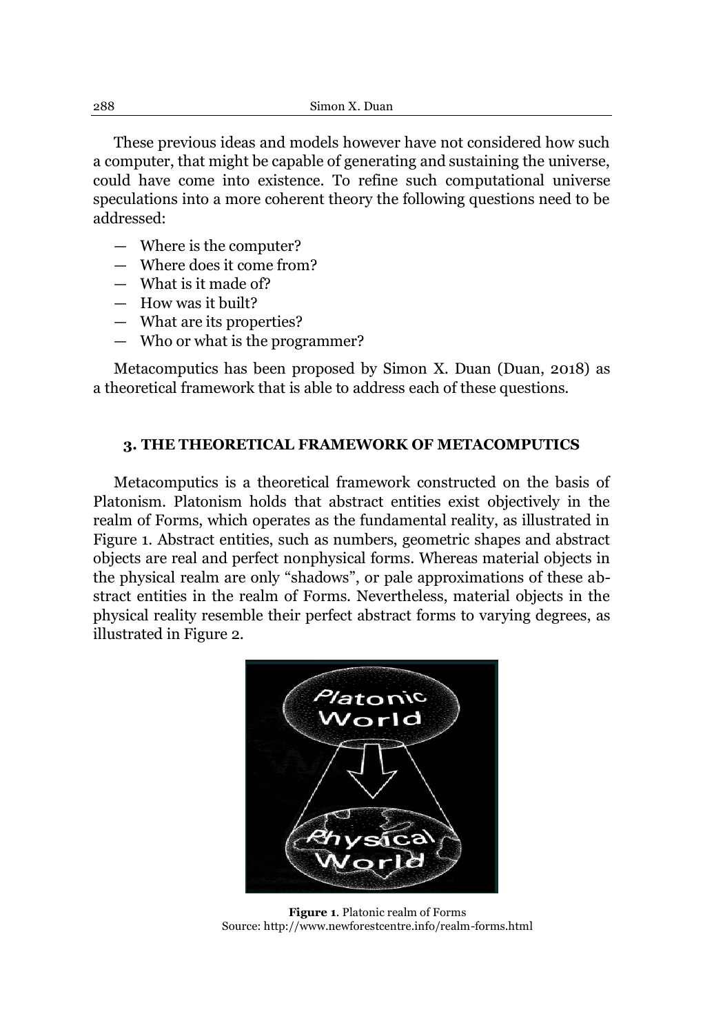These previous ideas and models however have not considered how such a computer, that might be capable of generating and sustaining the universe, could have come into existence. To refine such computational universe speculations into a more coherent theory the following questions need to be addressed:

— Where is the computer?
— Where does it come from?
— What is it made of?
— How was it built?
— What are its properties?
— Who or what is the programmer?

Metacomputics has been proposed by Simon X. Duan (Duan, 2018) as a theoretical framework that is able to address each of these questions.

## 3. THE THEORETICAL FRAMEWORK OF METACOMPUTICS

Metacomputics is a theoretical framework constructed on the basis of Platonism. Platonism holds that abstract entities exist objectively in the realm of Forms, which operates as the fundamental reality, as illustrated in Figure 1. Abstract entities, such as numbers, geometric shapes and abstract objects are real and perfect nonphysical forms. Whereas material objects in the physical realm are only "shadows", or pale approximations of these abstract entities in the realm of Forms. Nevertheless, material objects in the physical reality resemble their perfect abstract forms to varying degrees, as illustrated in Figure 2.

**Figure 1**. Platonic realm of Forms
Source: http://www.newforestcentre.info/realm-forms.html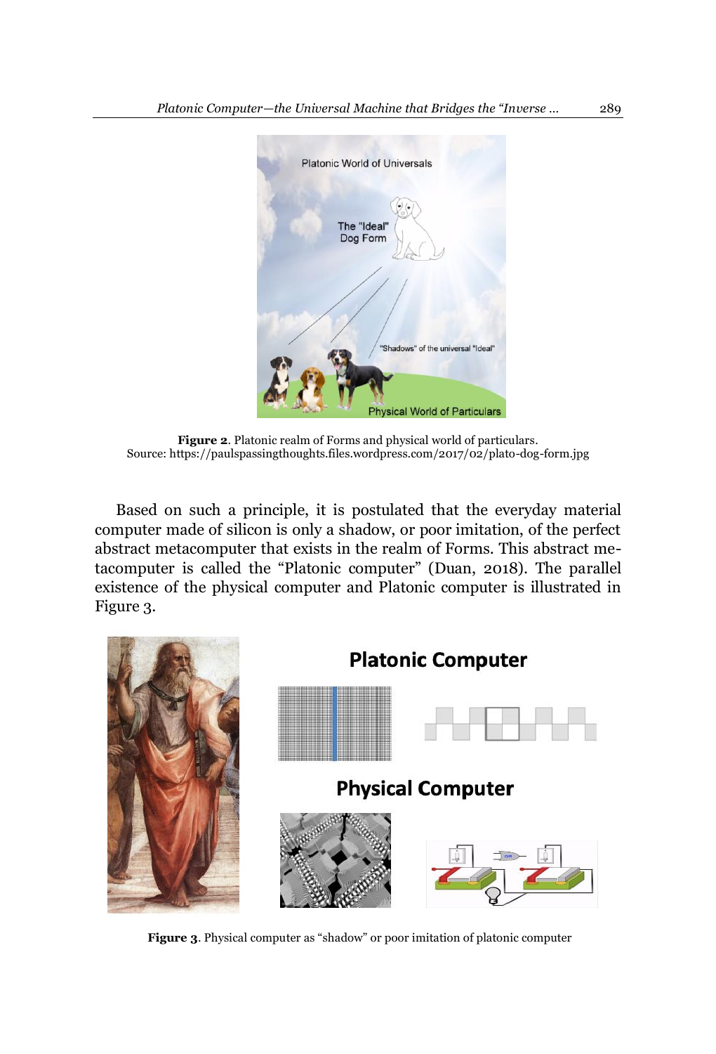Figure 2. Platonic realm of Forms and physical world of particulars. Source: https://paulspassingthoughts.files.wordpress.com/2017/02/plato-dog-form.jpg

Based on such a principle, it is postulated that the everyday material computer made of silicon is only a shadow, or poor imitation, of the perfect abstract metacomputer that exists in the realm of Forms. This abstract metacomputer is called the "Platonic computer" (Duan, 2018). The parallel existence of the physical computer and Platonic computer is illustrated in Figure 3.

**Figure 3**. Physical computer as "shadow" or poor imitation of platonic computer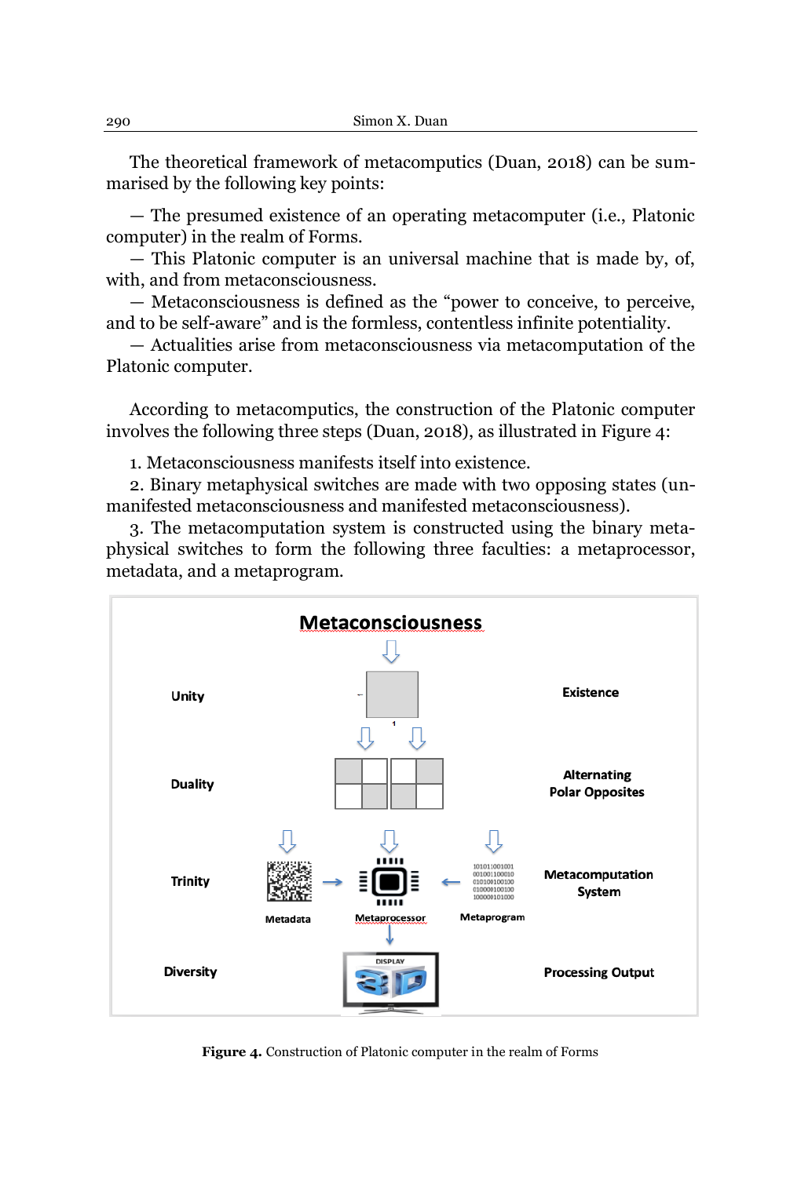The theoretical framework of metacomputics (Duan, 2018) can be summarised by the following key points:

— The presumed existence of an operating metacomputer (i.e., Platonic computer) in the realm of Forms.
— This Platonic computer is an universal machine that is made by, of, with, and from metaconsciousness.
— Metaconsciousness is defined as the "power to conceive, to perceive, and to be self-aware" and is the formless, contentless infinite potentiality.
— Actualities arise from metaconsciousness via metacomputation of the Platonic computer.

According to metacomputics, the construction of the Platonic computer involves the following three steps (Duan, 2018), as illustrated in Figure 4:

1. Metaconsciousness manifests itself into existence.
2. Binary metaphysical switches are made with two opposing states (unmanifested metaconsciousness and manifested metaconsciousness).
3. The metacomputation system is constructed using the binary metaphysical switches to form the following three faculties: a metaprocessor, metadata, and a metaprogram.

**Figure 4.** Construction of Platonic computer in the realm of Forms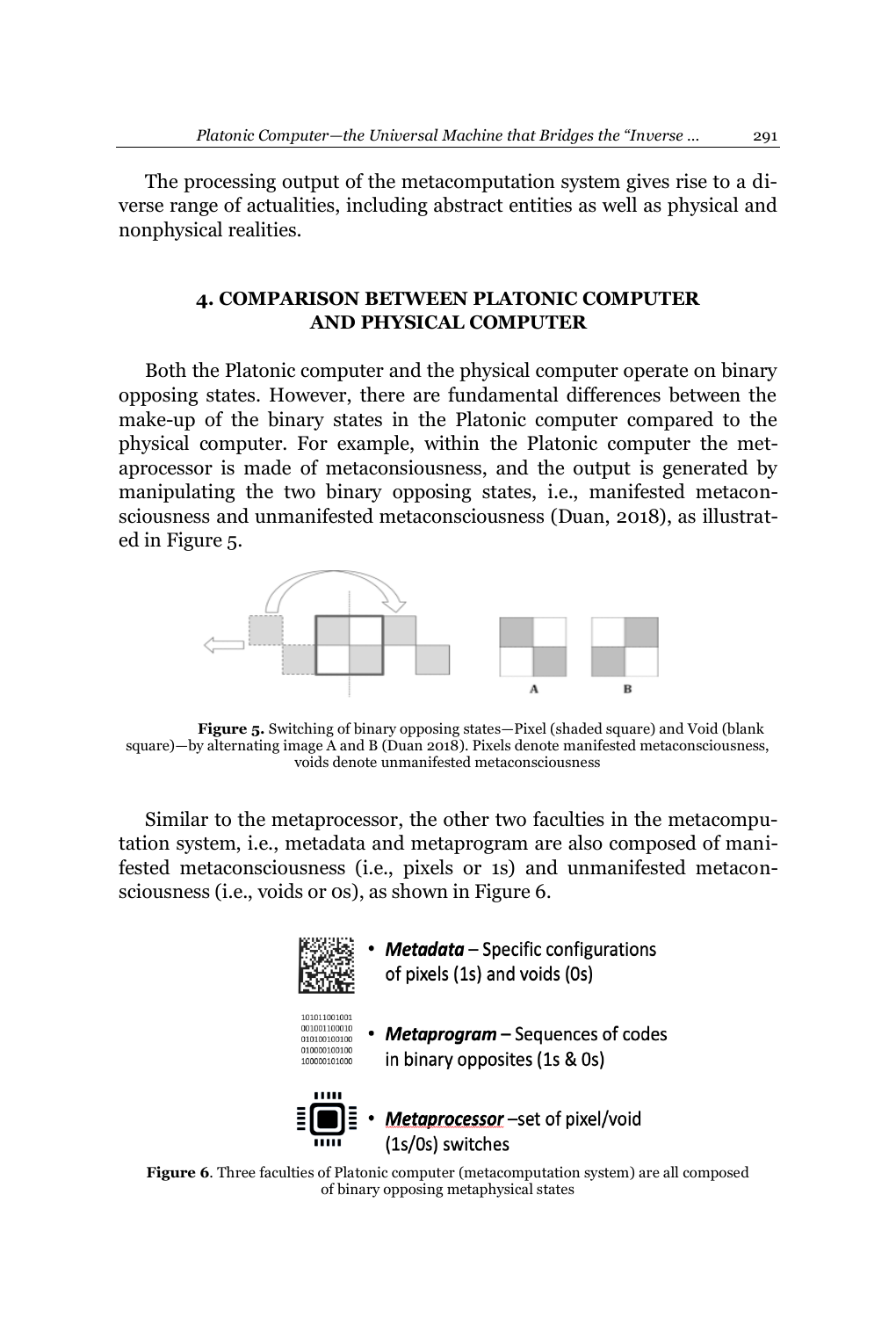The processing output of the metacomputation system gives rise to a diverse range of actualities, including abstract entities as well as physical and nonphysical realities.

## 4. COMPARISON BETWEEN PLATONIC COMPUTER AND PHYSICAL COMPUTER

Both the Platonic computer and the physical computer operate on binary opposing states. However, there are fundamental differences between the make-up of the binary states in the Platonic computer compared to the physical computer. For example, within the Platonic computer the metaprocessor is made of metaconsiousness, and the output is generated by manipulating the two binary opposing states, i.e., manifested metaconsciousness and unmanifested metaconsciousness (Duan, 2018), as illustrated in Figure 5.

**Figure 5.** Switching of binary opposing states—Pixel (shaded square) and Void (blank square)—by alternating image A and B (Duan 2018). Pixels denote manifested metaconsciousness, voids denote unmanifested metaconsciousness

Similar to the metaprocessor, the other two faculties in the metacomputation system, i.e., metadata and metaprogram are also composed of manifested metaconsciousness (i.e., pixels or 1s) and unmanifested metaconsciousness (i.e., voids or 0s), as shown in Figure 6.

- ***Metadata*** – Specific configurations of pixels (1s) and voids (0s)
- ***Metaprogram*** – Sequences of codes in binary opposites (1s & 0s)
- ***Metaprocessor*** –set of pixel/void (1s/0s) switches

**Figure 6**. Three faculties of Platonic computer (metacomputation system) are all composed of binary opposing metaphysical states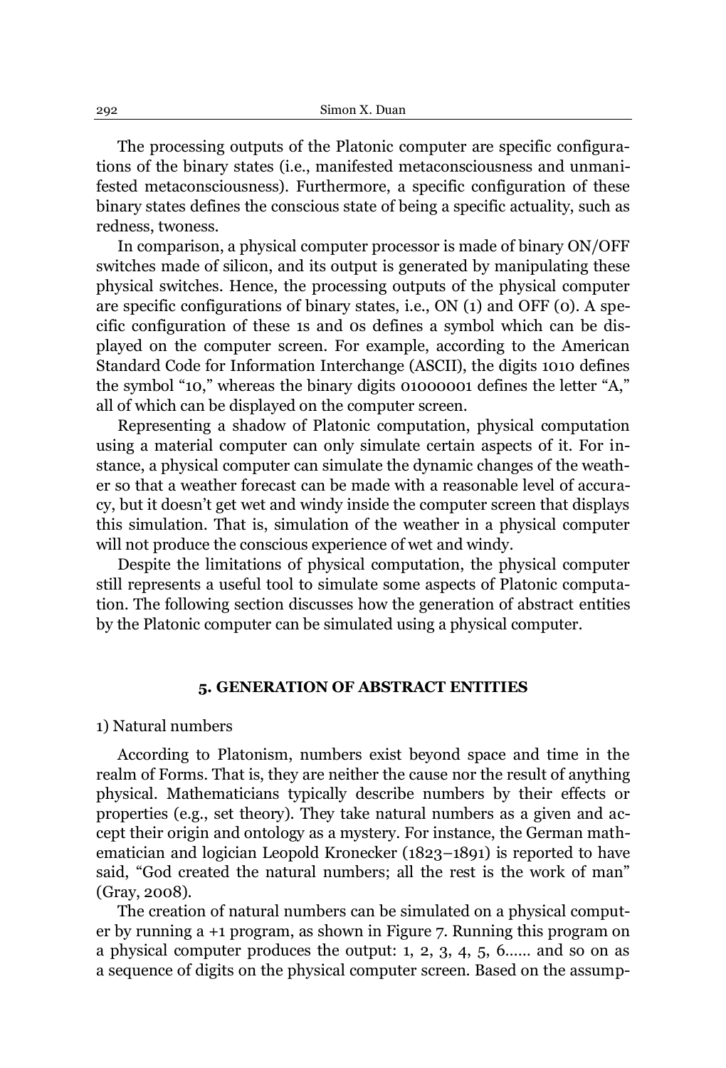The processing outputs of the Platonic computer are specific configurations of the binary states (i.e., manifested metaconsciousness and unmanifested metaconsciousness). Furthermore, a specific configuration of these binary states defines the conscious state of being a specific actuality, such as redness, twoness.

In comparison, a physical computer processor is made of binary ON/OFF switches made of silicon, and its output is generated by manipulating these physical switches. Hence, the processing outputs of the physical computer are specific configurations of binary states, i.e., ON (1) and OFF (0). A specific configuration of these 1s and 0s defines a symbol which can be displayed on the computer screen. For example, according to the American Standard Code for Information Interchange (ASCII), the digits 1010 defines the symbol "10," whereas the binary digits 01000001 defines the letter "A," all of which can be displayed on the computer screen.

Representing a shadow of Platonic computation, physical computation using a material computer can only simulate certain aspects of it. For instance, a physical computer can simulate the dynamic changes of the weather so that a weather forecast can be made with a reasonable level of accuracy, but it doesn't get wet and windy inside the computer screen that displays this simulation. That is, simulation of the weather in a physical computer will not produce the conscious experience of wet and windy.

Despite the limitations of physical computation, the physical computer still represents a useful tool to simulate some aspects of Platonic computation. The following section discusses how the generation of abstract entities by the Platonic computer can be simulated using a physical computer.

## 5. GENERATION OF ABSTRACT ENTITIES

1) Natural numbers

According to Platonism, numbers exist beyond space and time in the realm of Forms. That is, they are neither the cause nor the result of anything physical. Mathematicians typically describe numbers by their effects or properties (e.g., set theory). They take natural numbers as a given and accept their origin and ontology as a mystery. For instance, the German mathematician and logician Leopold Kronecker (1823–1891) is reported to have said, "God created the natural numbers; all the rest is the work of man" (Gray, 2008).

The creation of natural numbers can be simulated on a physical computer by running a +1 program, as shown in Figure 7. Running this program on a physical computer produces the output: 1, 2, 3, 4, 5, 6…… and so on as a sequence of digits on the physical computer screen. Based on the assump-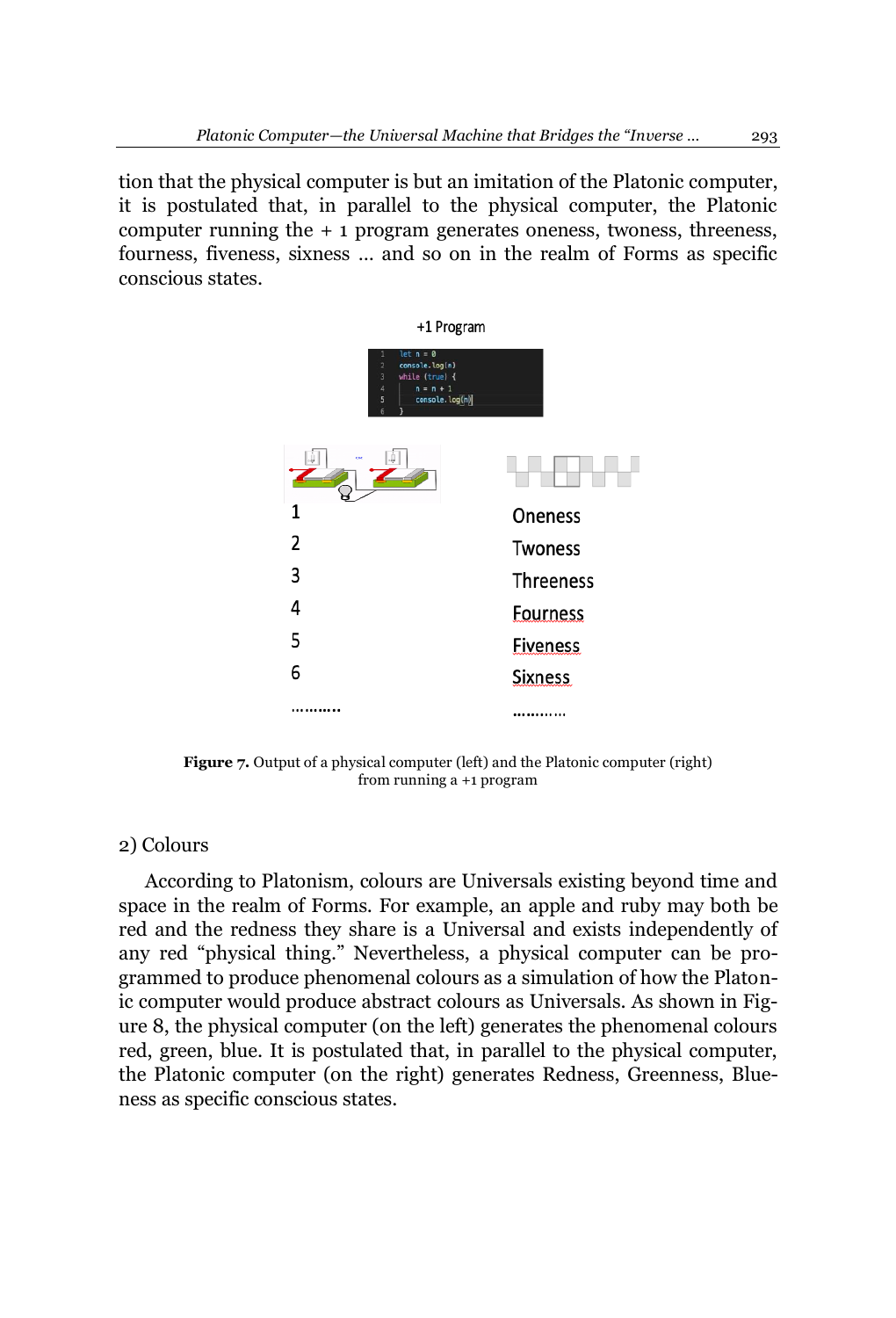tion that the physical computer is but an imitation of the Platonic computer, it is postulated that, in parallel to the physical computer, the Platonic computer running the + 1 program generates oneness, twoness, threeness, fourness, fiveness, sixness … and so on in the realm of Forms as specific conscious states.

+1 Program

```
let n = 0
console.log(n)
while (true) {
    n = n + 1
    console.log(n)
}
```

| | |
|---|---|
| 1 | Oneness |
| 2 | Twoness |
| 3 | Threeness |
| 4 | Fourness |
| 5 | Fiveness |
| 6 | Sixness |
| ……….. | ……….. |

**Figure 7.** Output of a physical computer (left) and the Platonic computer (right) from running a +1 program

2) Colours

According to Platonism, colours are Universals existing beyond time and space in the realm of Forms. For example, an apple and ruby may both be red and the redness they share is a Universal and exists independently of any red "physical thing." Nevertheless, a physical computer can be programmed to produce phenomenal colours as a simulation of how the Platonic computer would produce abstract colours as Universals. As shown in Figure 8, the physical computer (on the left) generates the phenomenal colours red, green, blue. It is postulated that, in parallel to the physical computer, the Platonic computer (on the right) generates Redness, Greenness, Blueness as specific conscious states.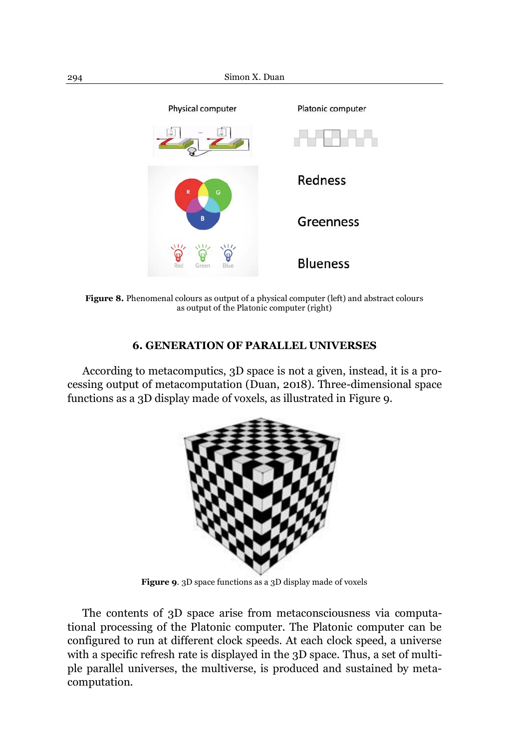Physical computer

Platonic computer

Redness

Greenness

Blueness

**Figure 8.** Phenomenal colours as output of a physical computer (left) and abstract colours as output of the Platonic computer (right)

## 6. GENERATION OF PARALLEL UNIVERSES

According to metacomputics, 3D space is not a given, instead, it is a processing output of metacomputation (Duan, 2018). Three-dimensional space functions as a 3D display made of voxels, as illustrated in Figure 9.

**Figure 9**. 3D space functions as a 3D display made of voxels

The contents of 3D space arise from metaconsciousness via computational processing of the Platonic computer. The Platonic computer can be configured to run at different clock speeds. At each clock speed, a universe with a specific refresh rate is displayed in the 3D space. Thus, a set of multiple parallel universes, the multiverse, is produced and sustained by metacomputation.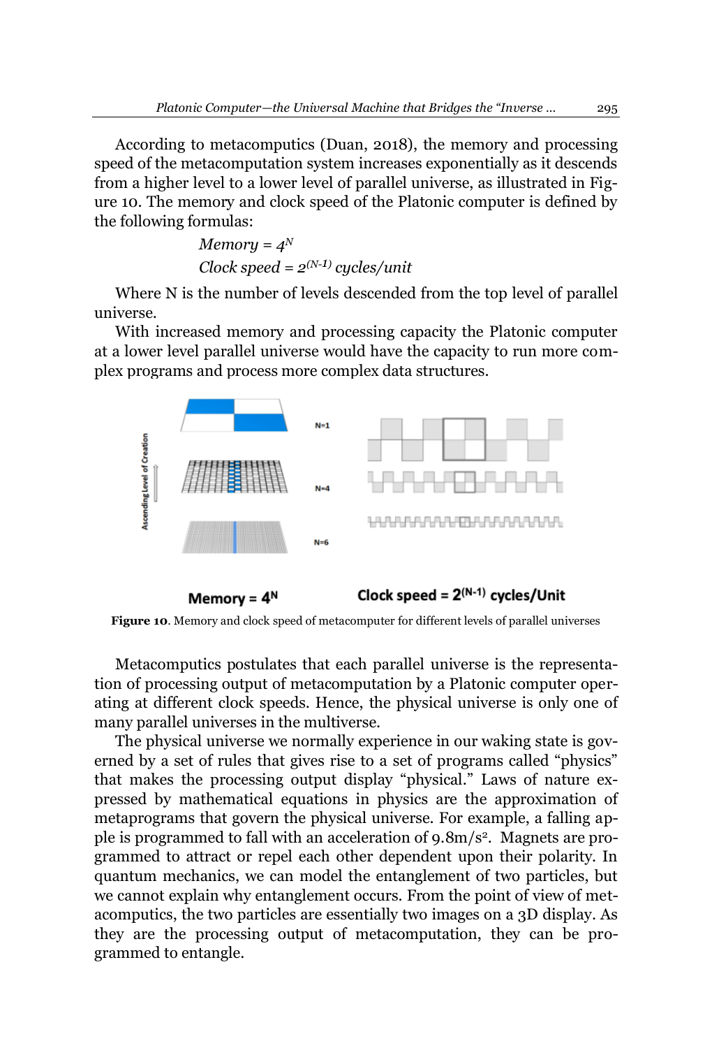According to metacomputics (Duan, 2018), the memory and processing speed of the metacomputation system increases exponentially as it descends from a higher level to a lower level of parallel universe, as illustrated in Figure 10. The memory and clock speed of the Platonic computer is defined by the following formulas:

$$\textit{Memory} = 4^{N}$$

$$\textit{Clock speed} = 2^{(N-1)} \textit{ cycles/unit}$$

Where N is the number of levels descended from the top level of parallel universe.

With increased memory and processing capacity the Platonic computer at a lower level parallel universe would have the capacity to run more complex programs and process more complex data structures.

Ascending Level of Creation

N=1

N=4

N=6

**Memory = $4^{N}$**

**Clock speed = $2^{(N-1)}$ cycles/Unit**

**Figure 10**. Memory and clock speed of metacomputer for different levels of parallel universes

Metacomputics postulates that each parallel universe is the representation of processing output of metacomputation by a Platonic computer operating at different clock speeds. Hence, the physical universe is only one of many parallel universes in the multiverse.

The physical universe we normally experience in our waking state is governed by a set of rules that gives rise to a set of programs called "physics" that makes the processing output display "physical." Laws of nature expressed by mathematical equations in physics are the approximation of metaprograms that govern the physical universe. For example, a falling apple is programmed to fall with an acceleration of $9.8\text{m/s}^2$. Magnets are programmed to attract or repel each other dependent upon their polarity. In quantum mechanics, we can model the entanglement of two particles, but we cannot explain why entanglement occurs. From the point of view of metacomputics, the two particles are essentially two images on a 3D display. As they are the processing output of metacomputation, they can be programmed to entangle.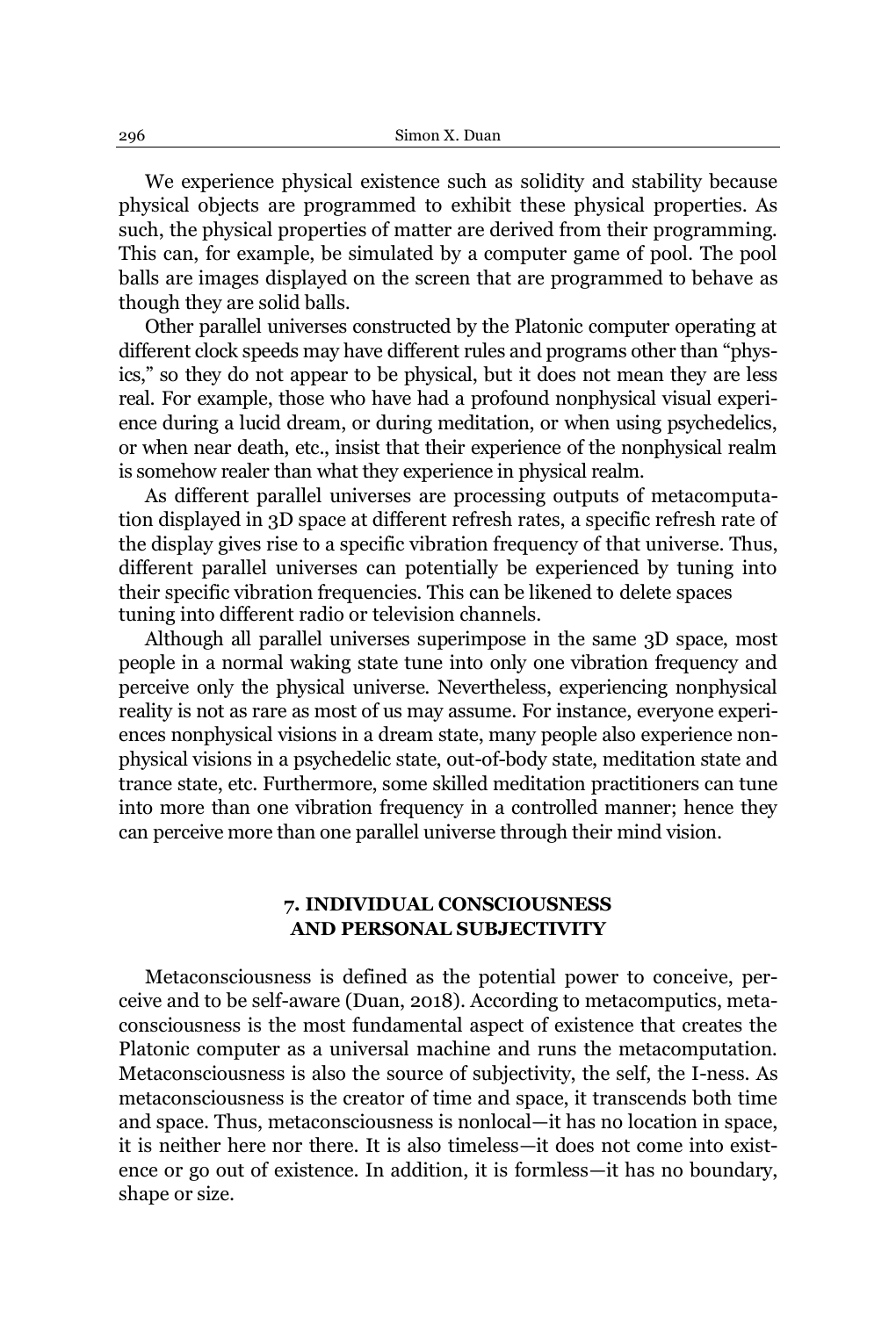We experience physical existence such as solidity and stability because physical objects are programmed to exhibit these physical properties. As such, the physical properties of matter are derived from their programming. This can, for example, be simulated by a computer game of pool. The pool balls are images displayed on the screen that are programmed to behave as though they are solid balls.

Other parallel universes constructed by the Platonic computer operating at different clock speeds may have different rules and programs other than "physics," so they do not appear to be physical, but it does not mean they are less real. For example, those who have had a profound nonphysical visual experience during a lucid dream, or during meditation, or when using psychedelics, or when near death, etc., insist that their experience of the nonphysical realm is somehow realer than what they experience in physical realm.

As different parallel universes are processing outputs of metacomputation displayed in 3D space at different refresh rates, a specific refresh rate of the display gives rise to a specific vibration frequency of that universe. Thus, different parallel universes can potentially be experienced by tuning into their specific vibration frequencies. This can be likened to delete spaces tuning into different radio or television channels.

Although all parallel universes superimpose in the same 3D space, most people in a normal waking state tune into only one vibration frequency and perceive only the physical universe. Nevertheless, experiencing nonphysical reality is not as rare as most of us may assume. For instance, everyone experiences nonphysical visions in a dream state, many people also experience nonphysical visions in a psychedelic state, out-of-body state, meditation state and trance state, etc. Furthermore, some skilled meditation practitioners can tune into more than one vibration frequency in a controlled manner; hence they can perceive more than one parallel universe through their mind vision.

## 7. INDIVIDUAL CONSCIOUSNESS AND PERSONAL SUBJECTIVITY

Metaconsciousness is defined as the potential power to conceive, perceive and to be self-aware (Duan, 2018). According to metacomputics, metaconsciousness is the most fundamental aspect of existence that creates the Platonic computer as a universal machine and runs the metacomputation. Metaconsciousness is also the source of subjectivity, the self, the I-ness. As metaconsciousness is the creator of time and space, it transcends both time and space. Thus, metaconsciousness is nonlocal—it has no location in space, it is neither here nor there. It is also timeless—it does not come into existence or go out of existence. In addition, it is formless—it has no boundary, shape or size.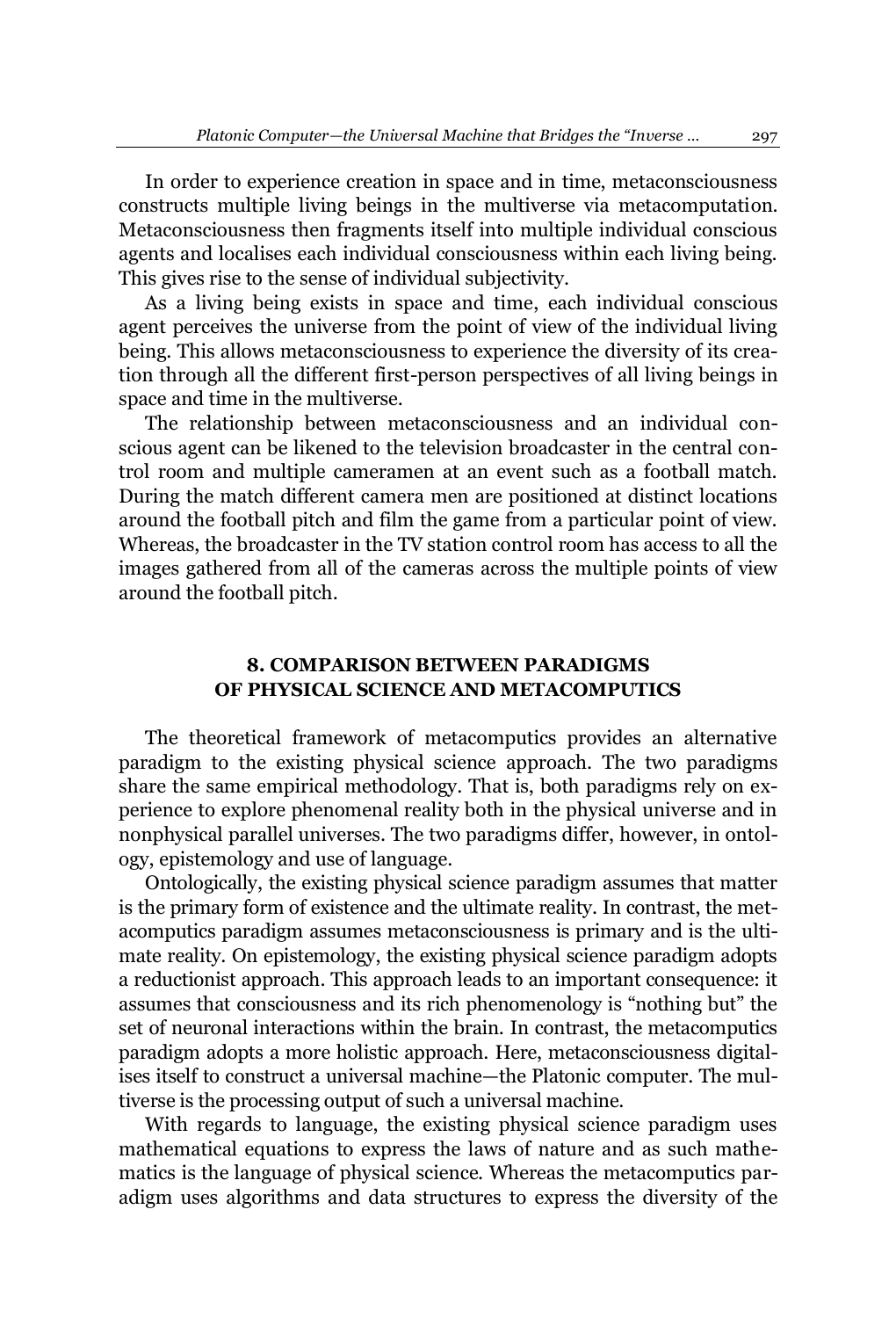In order to experience creation in space and in time, metaconsciousness constructs multiple living beings in the multiverse via metacomputation. Metaconsciousness then fragments itself into multiple individual conscious agents and localises each individual consciousness within each living being. This gives rise to the sense of individual subjectivity.

As a living being exists in space and time, each individual conscious agent perceives the universe from the point of view of the individual living being. This allows metaconsciousness to experience the diversity of its creation through all the different first-person perspectives of all living beings in space and time in the multiverse.

The relationship between metaconsciousness and an individual conscious agent can be likened to the television broadcaster in the central control room and multiple cameramen at an event such as a football match. During the match different camera men are positioned at distinct locations around the football pitch and film the game from a particular point of view. Whereas, the broadcaster in the TV station control room has access to all the images gathered from all of the cameras across the multiple points of view around the football pitch.

## 8. COMPARISON BETWEEN PARADIGMS OF PHYSICAL SCIENCE AND METACOMPUTICS

The theoretical framework of metacomputics provides an alternative paradigm to the existing physical science approach. The two paradigms share the same empirical methodology. That is, both paradigms rely on experience to explore phenomenal reality both in the physical universe and in nonphysical parallel universes. The two paradigms differ, however, in ontology, epistemology and use of language.

Ontologically, the existing physical science paradigm assumes that matter is the primary form of existence and the ultimate reality. In contrast, the metacomputics paradigm assumes metaconsciousness is primary and is the ultimate reality. On epistemology, the existing physical science paradigm adopts a reductionist approach. This approach leads to an important consequence: it assumes that consciousness and its rich phenomenology is "nothing but" the set of neuronal interactions within the brain. In contrast, the metacomputics paradigm adopts a more holistic approach. Here, metaconsciousness digitalises itself to construct a universal machine—the Platonic computer. The multiverse is the processing output of such a universal machine.

With regards to language, the existing physical science paradigm uses mathematical equations to express the laws of nature and as such mathematics is the language of physical science. Whereas the metacomputics paradigm uses algorithms and data structures to express the diversity of the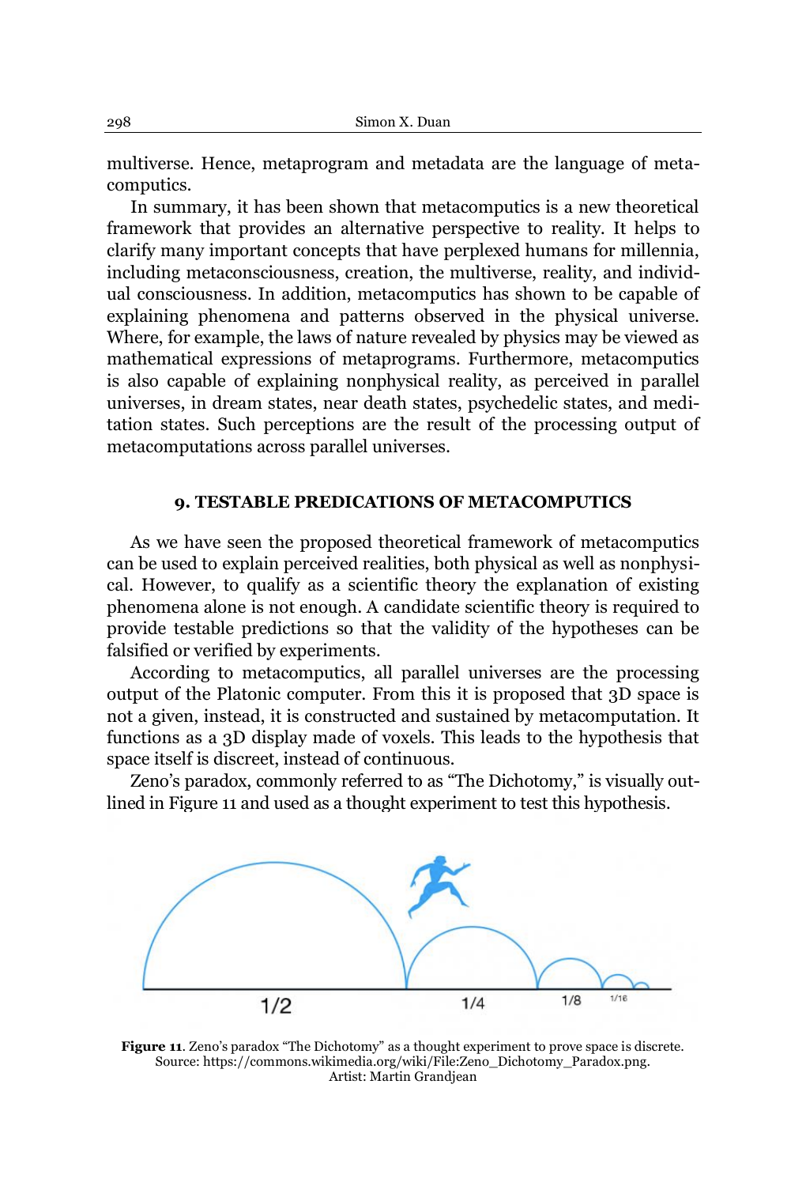multiverse. Hence, metaprogram and metadata are the language of metacomputics.

In summary, it has been shown that metacomputics is a new theoretical framework that provides an alternative perspective to reality. It helps to clarify many important concepts that have perplexed humans for millennia, including metaconsciousness, creation, the multiverse, reality, and individual consciousness. In addition, metacomputics has shown to be capable of explaining phenomena and patterns observed in the physical universe. Where, for example, the laws of nature revealed by physics may be viewed as mathematical expressions of metaprograms. Furthermore, metacomputics is also capable of explaining nonphysical reality, as perceived in parallel universes, in dream states, near death states, psychedelic states, and meditation states. Such perceptions are the result of the processing output of metacomputations across parallel universes.

## 9. TESTABLE PREDICATIONS OF METACOMPUTICS

As we have seen the proposed theoretical framework of metacomputics can be used to explain perceived realities, both physical as well as nonphysical. However, to qualify as a scientific theory the explanation of existing phenomena alone is not enough. A candidate scientific theory is required to provide testable predictions so that the validity of the hypotheses can be falsified or verified by experiments.

According to metacomputics, all parallel universes are the processing output of the Platonic computer. From this it is proposed that 3D space is not a given, instead, it is constructed and sustained by metacomputation. It functions as a 3D display made of voxels. This leads to the hypothesis that space itself is discreet, instead of continuous.

Zeno's paradox, commonly referred to as "The Dichotomy," is visually outlined in Figure 11 and used as a thought experiment to test this hypothesis.

**Figure 11**. Zeno's paradox "The Dichotomy" as a thought experiment to prove space is discrete. Source: https://commons.wikimedia.org/wiki/File:Zeno_Dichotomy_Paradox.png. Artist: Martin Grandjean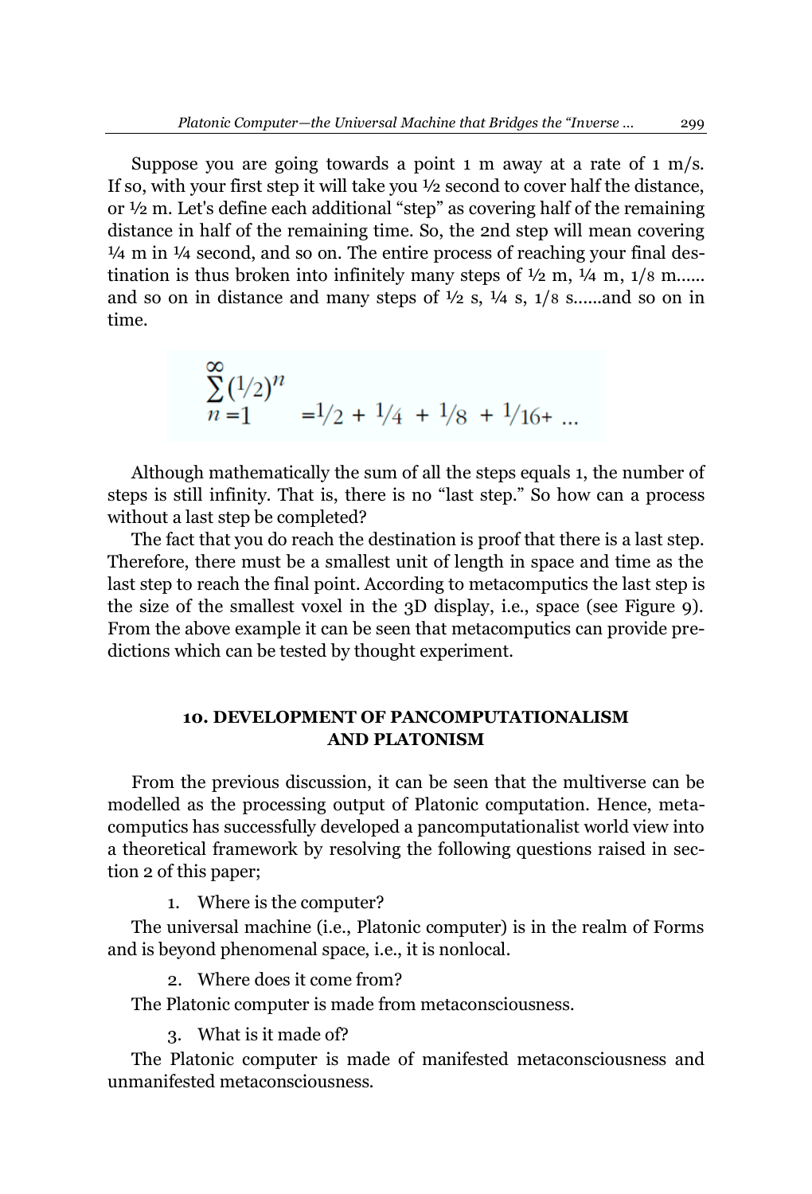Suppose you are going towards a point 1 m away at a rate of 1 m/s. If so, with your first step it will take you ½ second to cover half the distance, or ½ m. Let's define each additional "step" as covering half of the remaining distance in half of the remaining time. So, the 2nd step will mean covering ¼ m in ¼ second, and so on. The entire process of reaching your final destination is thus broken into infinitely many steps of ½ m, ¼ m, 1/8 m...... and so on in distance and many steps of ½ s, ¼ s, 1/8 s......and so on in time.

$$\sum_{n=1}^{\infty}(1/2)^n = 1/2 + 1/4 + 1/8 + 1/16 + \ldots$$

Although mathematically the sum of all the steps equals 1, the number of steps is still infinity. That is, there is no "last step." So how can a process without a last step be completed?

The fact that you do reach the destination is proof that there is a last step. Therefore, there must be a smallest unit of length in space and time as the last step to reach the final point. According to metacomputics the last step is the size of the smallest voxel in the 3D display, i.e., space (see Figure 9). From the above example it can be seen that metacomputics can provide predictions which can be tested by thought experiment.

## 10. DEVELOPMENT OF PANCOMPUTATIONALISM AND PLATONISM

From the previous discussion, it can be seen that the multiverse can be modelled as the processing output of Platonic computation. Hence, metacomputics has successfully developed a pancomputationalist world view into a theoretical framework by resolving the following questions raised in section 2 of this paper;

1. Where is the computer?

The universal machine (i.e., Platonic computer) is in the realm of Forms and is beyond phenomenal space, i.e., it is nonlocal.

2. Where does it come from?

The Platonic computer is made from metaconsciousness.

3. What is it made of?

The Platonic computer is made of manifested metaconsciousness and unmanifested metaconsciousness.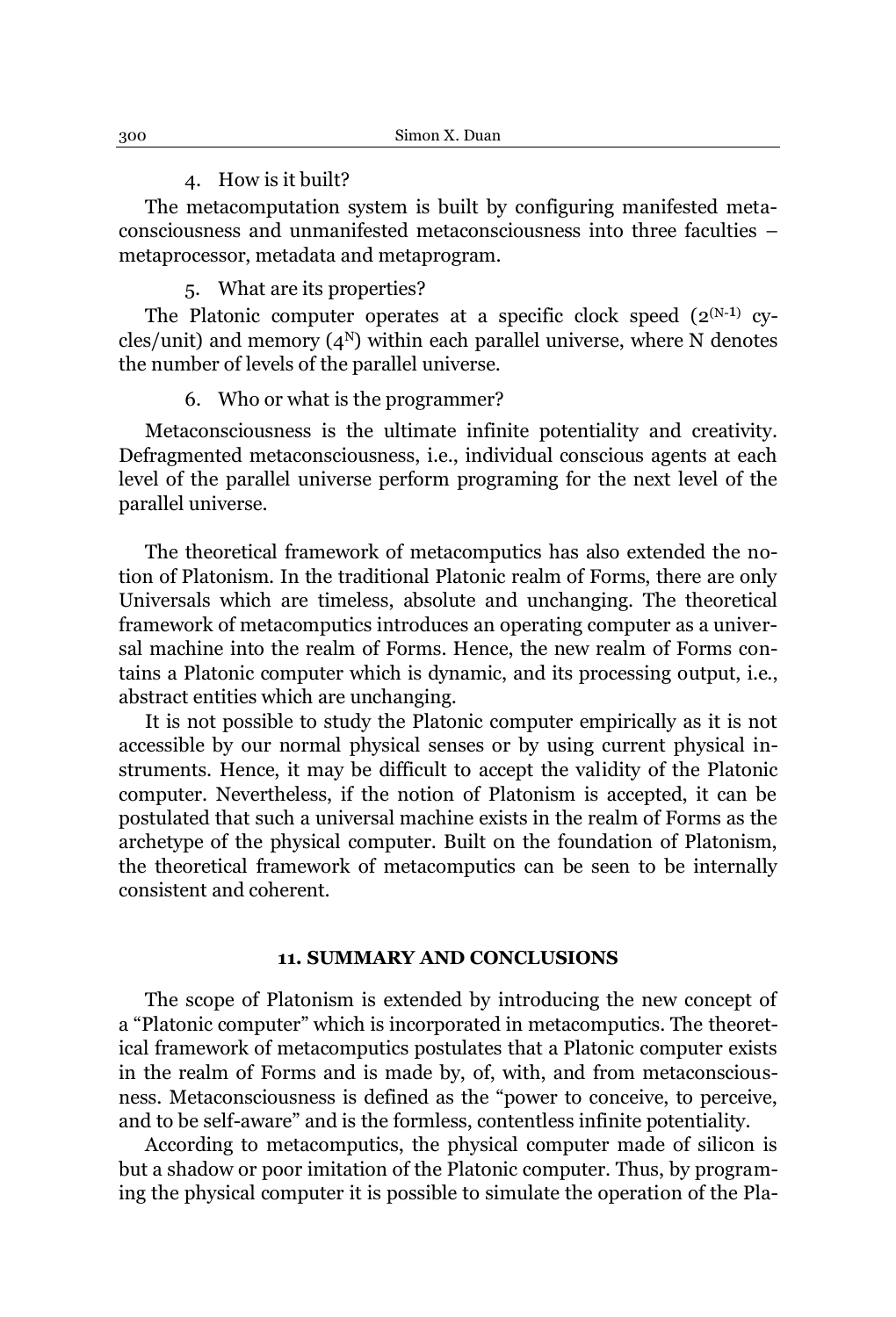4. How is it built?

The metacomputation system is built by configuring manifested metaconsciousness and unmanifested metaconsciousness into three faculties – metaprocessor, metadata and metaprogram.

5. What are its properties?

The Platonic computer operates at a specific clock speed ($2^{(N-1)}$ cycles/unit) and memory ($4^N$) within each parallel universe, where N denotes the number of levels of the parallel universe.

6. Who or what is the programmer?

Metaconsciousness is the ultimate infinite potentiality and creativity. Defragmented metaconsciousness, i.e., individual conscious agents at each level of the parallel universe perform programing for the next level of the parallel universe.

The theoretical framework of metacomputics has also extended the notion of Platonism. In the traditional Platonic realm of Forms, there are only Universals which are timeless, absolute and unchanging. The theoretical framework of metacomputics introduces an operating computer as a universal machine into the realm of Forms. Hence, the new realm of Forms contains a Platonic computer which is dynamic, and its processing output, i.e., abstract entities which are unchanging.

It is not possible to study the Platonic computer empirically as it is not accessible by our normal physical senses or by using current physical instruments. Hence, it may be difficult to accept the validity of the Platonic computer. Nevertheless, if the notion of Platonism is accepted, it can be postulated that such a universal machine exists in the realm of Forms as the archetype of the physical computer. Built on the foundation of Platonism, the theoretical framework of metacomputics can be seen to be internally consistent and coherent.

## 11. SUMMARY AND CONCLUSIONS

The scope of Platonism is extended by introducing the new concept of a "Platonic computer" which is incorporated in metacomputics. The theoretical framework of metacomputics postulates that a Platonic computer exists in the realm of Forms and is made by, of, with, and from metaconsciousness. Metaconsciousness is defined as the "power to conceive, to perceive, and to be self-aware" and is the formless, contentless infinite potentiality.

According to metacomputics, the physical computer made of silicon is but a shadow or poor imitation of the Platonic computer. Thus, by programing the physical computer it is possible to simulate the operation of the Pla-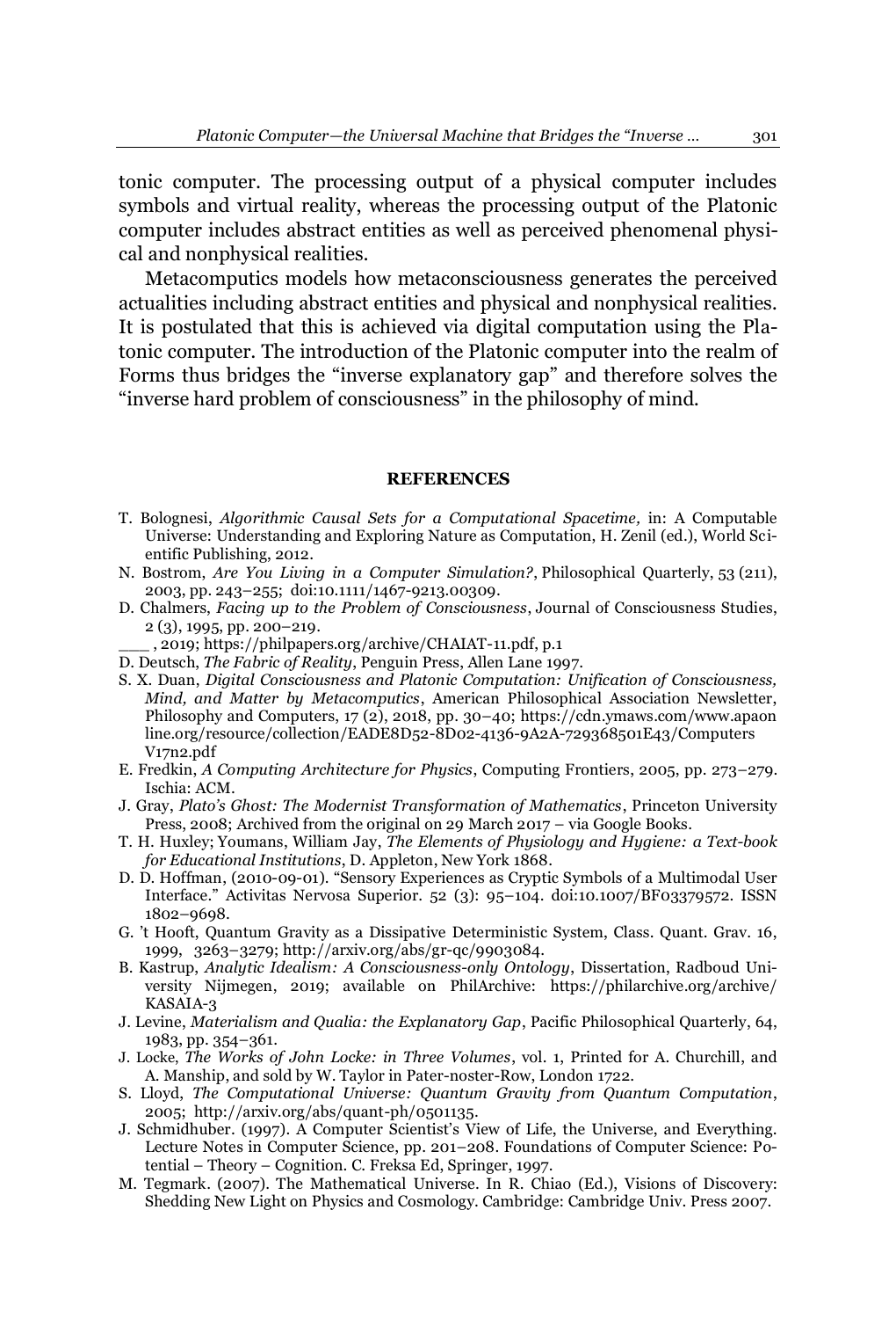tonic computer. The processing output of a physical computer includes symbols and virtual reality, whereas the processing output of the Platonic computer includes abstract entities as well as perceived phenomenal physical and nonphysical realities.

Metacomputics models how metaconsciousness generates the perceived actualities including abstract entities and physical and nonphysical realities. It is postulated that this is achieved via digital computation using the Platonic computer. The introduction of the Platonic computer into the realm of Forms thus bridges the "inverse explanatory gap" and therefore solves the "inverse hard problem of consciousness" in the philosophy of mind.

## REFERENCES

T. Bolognesi, *Algorithmic Causal Sets for a Computational Spacetime,* in: A Computable Universe: Understanding and Exploring Nature as Computation, H. Zenil (ed.), World Scientific Publishing, 2012.

N. Bostrom, *Are You Living in a Computer Simulation?*, Philosophical Quarterly, 53 (211), 2003, pp. 243–255; doi:10.1111/1467-9213.00309.

D. Chalmers, *Facing up to the Problem of Consciousness*, Journal of Consciousness Studies, 2 (3), 1995, pp. 200–219.

___ , 2019; https://philpapers.org/archive/CHAIAT-11.pdf, p.1

D. Deutsch, *The Fabric of Reality*, Penguin Press, Allen Lane 1997.

S. X. Duan, *Digital Consciousness and Platonic Computation: Unification of Consciousness, Mind, and Matter by Metacomputics*, American Philosophical Association Newsletter, Philosophy and Computers, 17 (2), 2018, pp. 30–40; https://cdn.ymaws.com/www.apaonline.org/resource/collection/EADE8D52-8D02-4136-9A2A-729368501E43/ComputersV17n2.pdf

E. Fredkin, *A Computing Architecture for Physics*, Computing Frontiers, 2005, pp. 273–279. Ischia: ACM.

J. Gray, *Plato's Ghost: The Modernist Transformation of Mathematics*, Princeton University Press, 2008; Archived from the original on 29 March 2017 – via Google Books.

T. H. Huxley; Youmans, William Jay, *The Elements of Physiology and Hygiene: a Text-book for Educational Institutions*, D. Appleton, New York 1868.

D. D. Hoffman, (2010-09-01). "Sensory Experiences as Cryptic Symbols of a Multimodal User Interface." Activitas Nervosa Superior. 52 (3): 95–104. doi:10.1007/BF03379572. ISSN 1802–9698.

G. 't Hooft, Quantum Gravity as a Dissipative Deterministic System, Class. Quant. Grav. 16, 1999, 3263–3279; http://arxiv.org/abs/gr-qc/9903084.

B. Kastrup, *Analytic Idealism: A Consciousness-only Ontology*, Dissertation, Radboud University Nijmegen, 2019; available on PhilArchive: https://philarchive.org/archive/KASAIA-3

J. Levine, *Materialism and Qualia: the Explanatory Gap*, Pacific Philosophical Quarterly, 64, 1983, pp. 354–361.

J. Locke, *The Works of John Locke: in Three Volumes*, vol. 1, Printed for A. Churchill, and A. Manship, and sold by W. Taylor in Pater-noster-Row, London 1722.

S. Lloyd, *The Computational Universe: Quantum Gravity from Quantum Computation*, 2005; http://arxiv.org/abs/quant-ph/0501135.

J. Schmidhuber. (1997). A Computer Scientist's View of Life, the Universe, and Everything. Lecture Notes in Computer Science, pp. 201–208. Foundations of Computer Science: Potential – Theory – Cognition. C. Freksa Ed, Springer, 1997.

M. Tegmark. (2007). The Mathematical Universe. In R. Chiao (Ed.), Visions of Discovery: Shedding New Light on Physics and Cosmology. Cambridge: Cambridge Univ. Press 2007.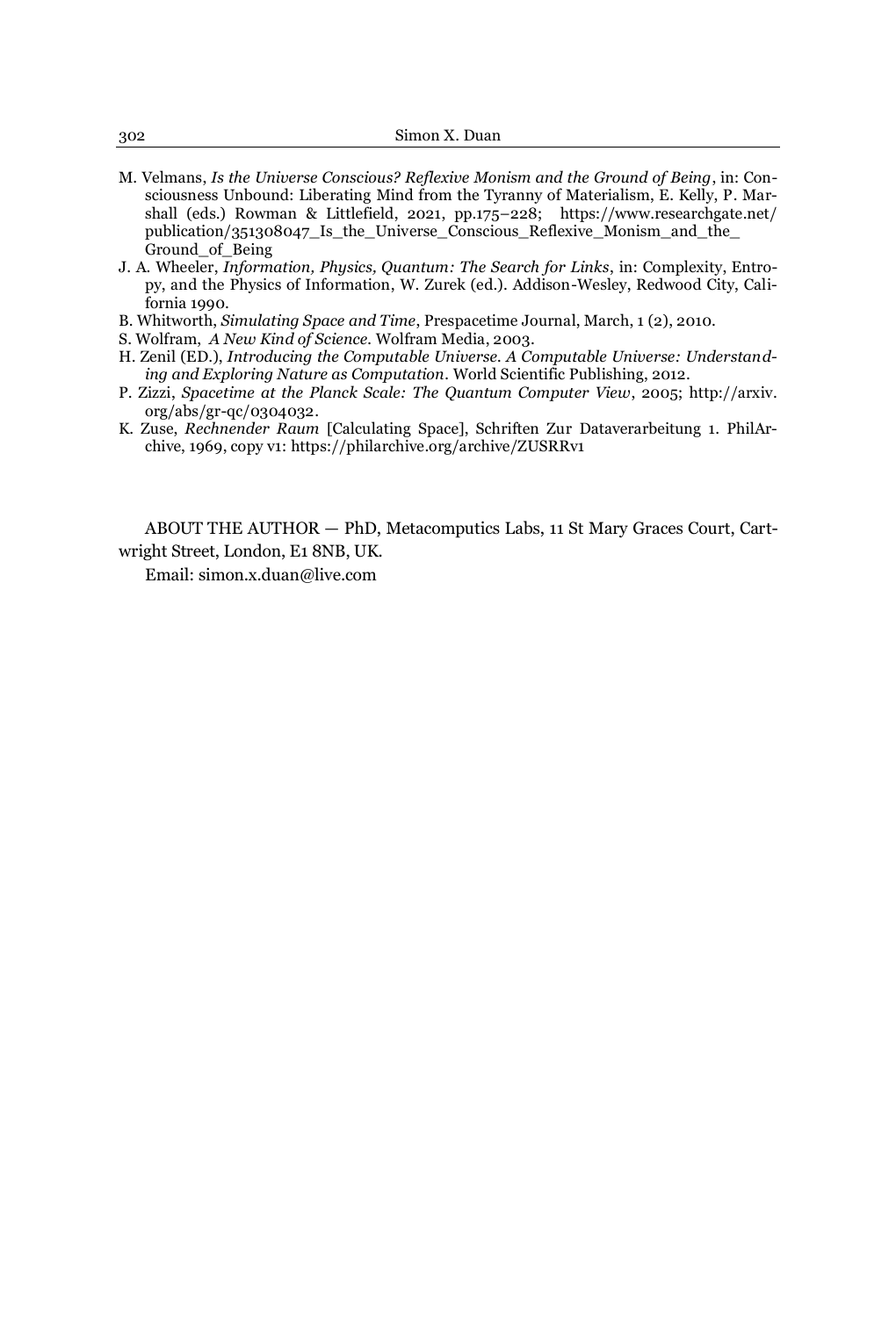M. Velmans, *Is the Universe Conscious? Reflexive Monism and the Ground of Being*, in: Consciousness Unbound: Liberating Mind from the Tyranny of Materialism, E. Kelly, P. Marshall (eds.) Rowman & Littlefield, 2021, pp.175–228; https://www.researchgate.net/publication/351308047_Is_the_Universe_Conscious_Reflexive_Monism_and_the_Ground_of_Being

J. A. Wheeler, *Information, Physics, Quantum: The Search for Links*, in: Complexity, Entropy, and the Physics of Information, W. Zurek (ed.). Addison-Wesley, Redwood City, California 1990.

B. Whitworth, *Simulating Space and Time*, Prespacetime Journal, March, 1 (2), 2010.

S. Wolfram, *A New Kind of Science*. Wolfram Media, 2003.

H. Zenil (ED.), *Introducing the Computable Universe. A Computable Universe: Understanding and Exploring Nature as Computation*. World Scientific Publishing, 2012.

P. Zizzi, *Spacetime at the Planck Scale: The Quantum Computer View*, 2005; http://arxiv.org/abs/gr-qc/0304032.

K. Zuse, *Rechnender Raum* [Calculating Space], Schriften Zur Dataverarbeitung 1. PhilArchive, 1969, copy v1: https://philarchive.org/archive/ZUSRRv1

ABOUT THE AUTHOR — PhD, Metacomputics Labs, 11 St Mary Graces Court, Cartwright Street, London, E1 8NB, UK.

Email: simon.x.duan@live.com